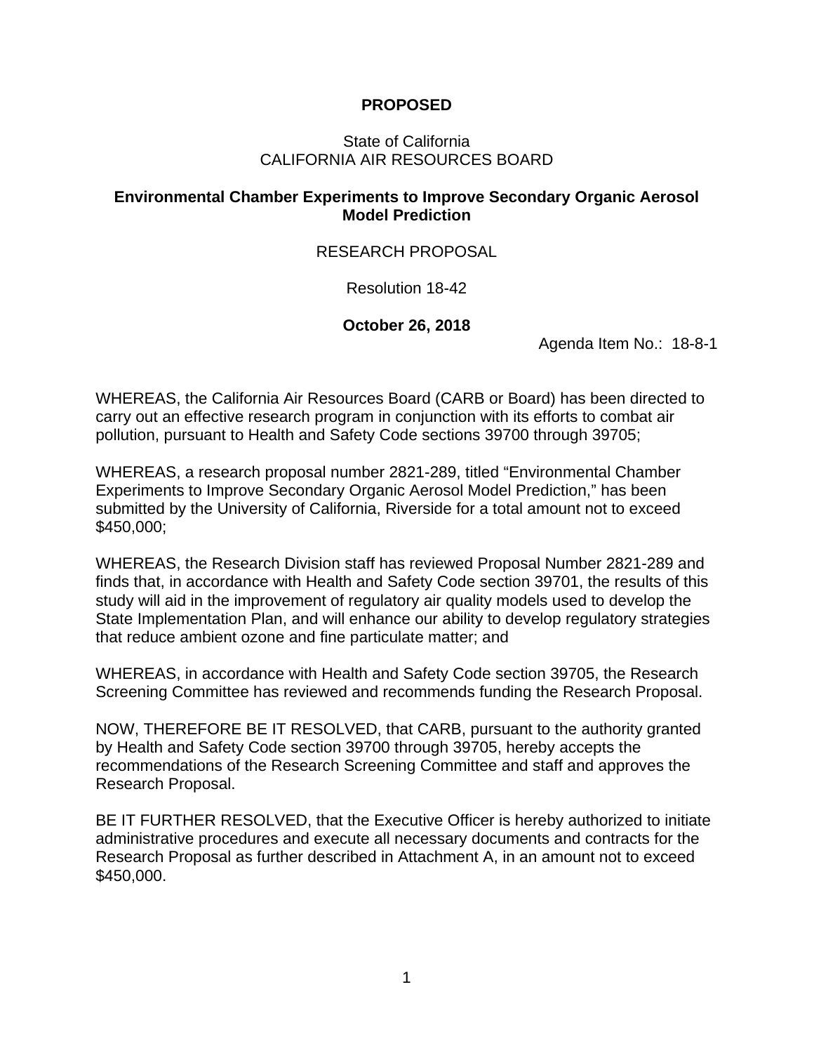**PROPOSED**

State of California
CALIFORNIA AIR RESOURCES BOARD

**Environmental Chamber Experiments to Improve Secondary Organic Aerosol Model Prediction**

RESEARCH PROPOSAL

Resolution 18-42

**October 26, 2018**

Agenda Item No.: 18-8-1

WHEREAS, the California Air Resources Board (CARB or Board) has been directed to carry out an effective research program in conjunction with its efforts to combat air pollution, pursuant to Health and Safety Code sections 39700 through 39705;

WHEREAS, a research proposal number 2821-289, titled "Environmental Chamber Experiments to Improve Secondary Organic Aerosol Model Prediction," has been submitted by the University of California, Riverside for a total amount not to exceed $450,000;

WHEREAS, the Research Division staff has reviewed Proposal Number 2821-289 and finds that, in accordance with Health and Safety Code section 39701, the results of this study will aid in the improvement of regulatory air quality models used to develop the State Implementation Plan, and will enhance our ability to develop regulatory strategies that reduce ambient ozone and fine particulate matter; and

WHEREAS, in accordance with Health and Safety Code section 39705, the Research Screening Committee has reviewed and recommends funding the Research Proposal.

NOW, THEREFORE BE IT RESOLVED, that CARB, pursuant to the authority granted by Health and Safety Code section 39700 through 39705, hereby accepts the recommendations of the Research Screening Committee and staff and approves the Research Proposal.

BE IT FURTHER RESOLVED, that the Executive Officer is hereby authorized to initiate administrative procedures and execute all necessary documents and contracts for the Research Proposal as further described in Attachment A, in an amount not to exceed $450,000.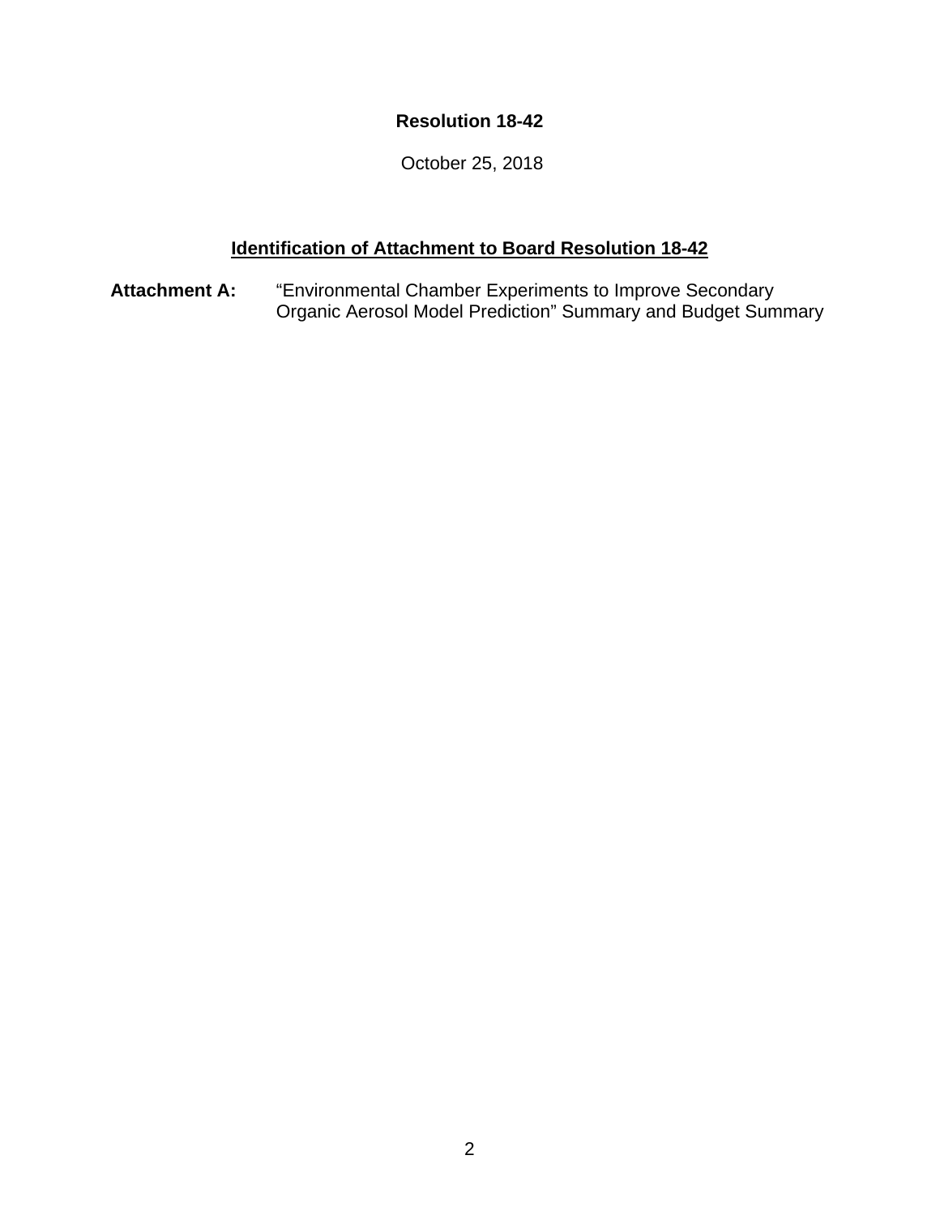**Resolution 18-42**

October 25, 2018

**Identification of Attachment to Board Resolution 18-42**

**Attachment A:** “Environmental Chamber Experiments to Improve Secondary Organic Aerosol Model Prediction” Summary and Budget Summary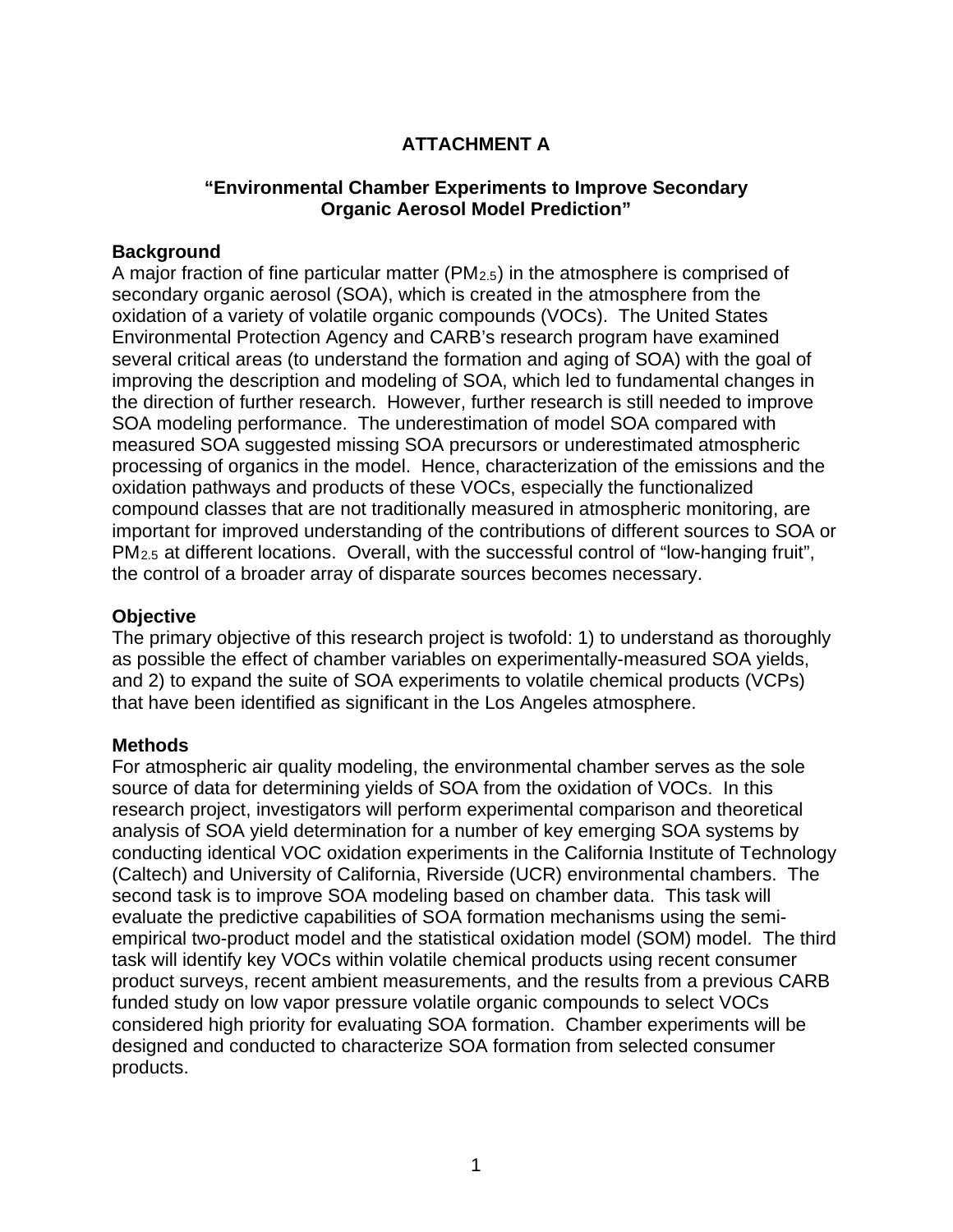# ATTACHMENT A

## "Environmental Chamber Experiments to Improve Secondary Organic Aerosol Model Prediction"

### Background

A major fraction of fine particular matter ($PM_{2.5}$) in the atmosphere is comprised of secondary organic aerosol (SOA), which is created in the atmosphere from the oxidation of a variety of volatile organic compounds (VOCs). The United States Environmental Protection Agency and CARB's research program have examined several critical areas (to understand the formation and aging of SOA) with the goal of improving the description and modeling of SOA, which led to fundamental changes in the direction of further research. However, further research is still needed to improve SOA modeling performance. The underestimation of model SOA compared with measured SOA suggested missing SOA precursors or underestimated atmospheric processing of organics in the model. Hence, characterization of the emissions and the oxidation pathways and products of these VOCs, especially the functionalized compound classes that are not traditionally measured in atmospheric monitoring, are important for improved understanding of the contributions of different sources to SOA or $PM_{2.5}$ at different locations. Overall, with the successful control of "low-hanging fruit", the control of a broader array of disparate sources becomes necessary.

### Objective

The primary objective of this research project is twofold: 1) to understand as thoroughly as possible the effect of chamber variables on experimentally-measured SOA yields, and 2) to expand the suite of SOA experiments to volatile chemical products (VCPs) that have been identified as significant in the Los Angeles atmosphere.

### Methods

For atmospheric air quality modeling, the environmental chamber serves as the sole source of data for determining yields of SOA from the oxidation of VOCs. In this research project, investigators will perform experimental comparison and theoretical analysis of SOA yield determination for a number of key emerging SOA systems by conducting identical VOC oxidation experiments in the California Institute of Technology (Caltech) and University of California, Riverside (UCR) environmental chambers. The second task is to improve SOA modeling based on chamber data. This task will evaluate the predictive capabilities of SOA formation mechanisms using the semi-empirical two-product model and the statistical oxidation model (SOM) model. The third task will identify key VOCs within volatile chemical products using recent consumer product surveys, recent ambient measurements, and the results from a previous CARB funded study on low vapor pressure volatile organic compounds to select VOCs considered high priority for evaluating SOA formation. Chamber experiments will be designed and conducted to characterize SOA formation from selected consumer products.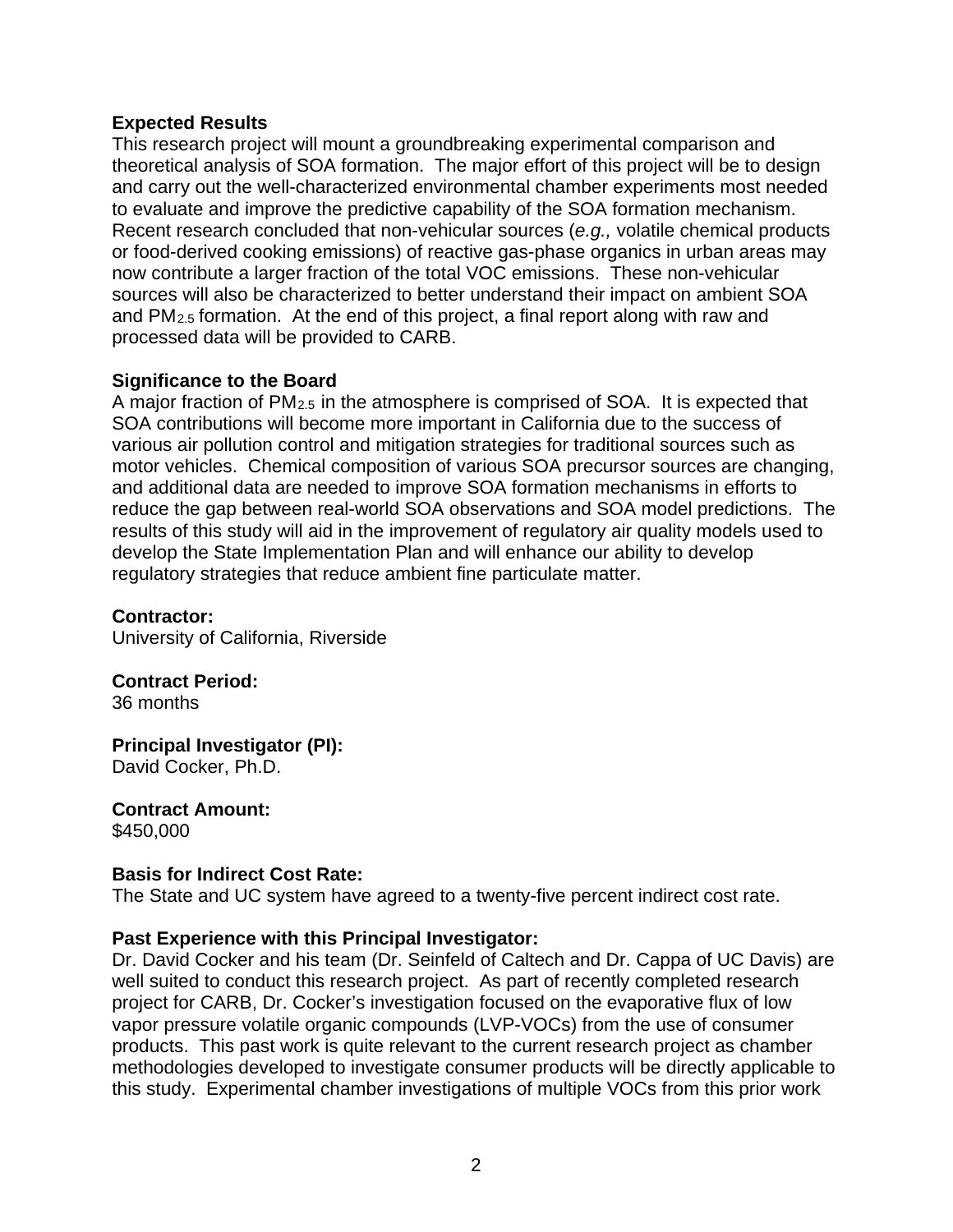**Expected Results**

This research project will mount a groundbreaking experimental comparison and theoretical analysis of SOA formation. The major effort of this project will be to design and carry out the well-characterized environmental chamber experiments most needed to evaluate and improve the predictive capability of the SOA formation mechanism. Recent research concluded that non-vehicular sources (*e.g.,* volatile chemical products or food-derived cooking emissions) of reactive gas-phase organics in urban areas may now contribute a larger fraction of the total VOC emissions. These non-vehicular sources will also be characterized to better understand their impact on ambient SOA and $PM_{2.5}$ formation. At the end of this project, a final report along with raw and processed data will be provided to CARB.

**Significance to the Board**

A major fraction of $PM_{2.5}$ in the atmosphere is comprised of SOA. It is expected that SOA contributions will become more important in California due to the success of various air pollution control and mitigation strategies for traditional sources such as motor vehicles. Chemical composition of various SOA precursor sources are changing, and additional data are needed to improve SOA formation mechanisms in efforts to reduce the gap between real-world SOA observations and SOA model predictions. The results of this study will aid in the improvement of regulatory air quality models used to develop the State Implementation Plan and will enhance our ability to develop regulatory strategies that reduce ambient fine particulate matter.

**Contractor:**

University of California, Riverside

**Contract Period:**

36 months

**Principal Investigator (PI):**

David Cocker, Ph.D.

**Contract Amount:**

$450,000

**Basis for Indirect Cost Rate:**

The State and UC system have agreed to a twenty-five percent indirect cost rate.

**Past Experience with this Principal Investigator:**

Dr. David Cocker and his team (Dr. Seinfeld of Caltech and Dr. Cappa of UC Davis) are well suited to conduct this research project. As part of recently completed research project for CARB, Dr. Cocker's investigation focused on the evaporative flux of low vapor pressure volatile organic compounds (LVP-VOCs) from the use of consumer products. This past work is quite relevant to the current research project as chamber methodologies developed to investigate consumer products will be directly applicable to this study. Experimental chamber investigations of multiple VOCs from this prior work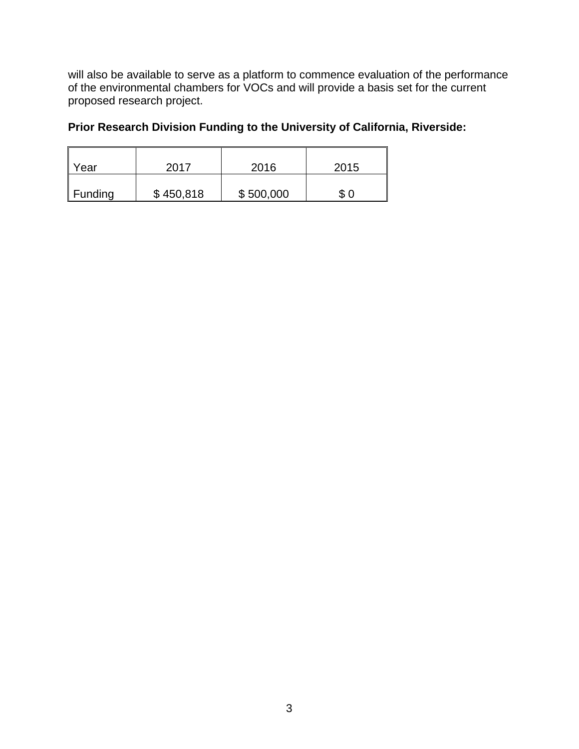will also be available to serve as a platform to commence evaluation of the performance of the environmental chambers for VOCs and will provide a basis set for the current proposed research project.

**Prior Research Division Funding to the University of California, Riverside:**

| Year | 2017 | 2016 | 2015 |
|---|---|---|---|
| Funding | $ 450,818 | $ 500,000 | $ 0 |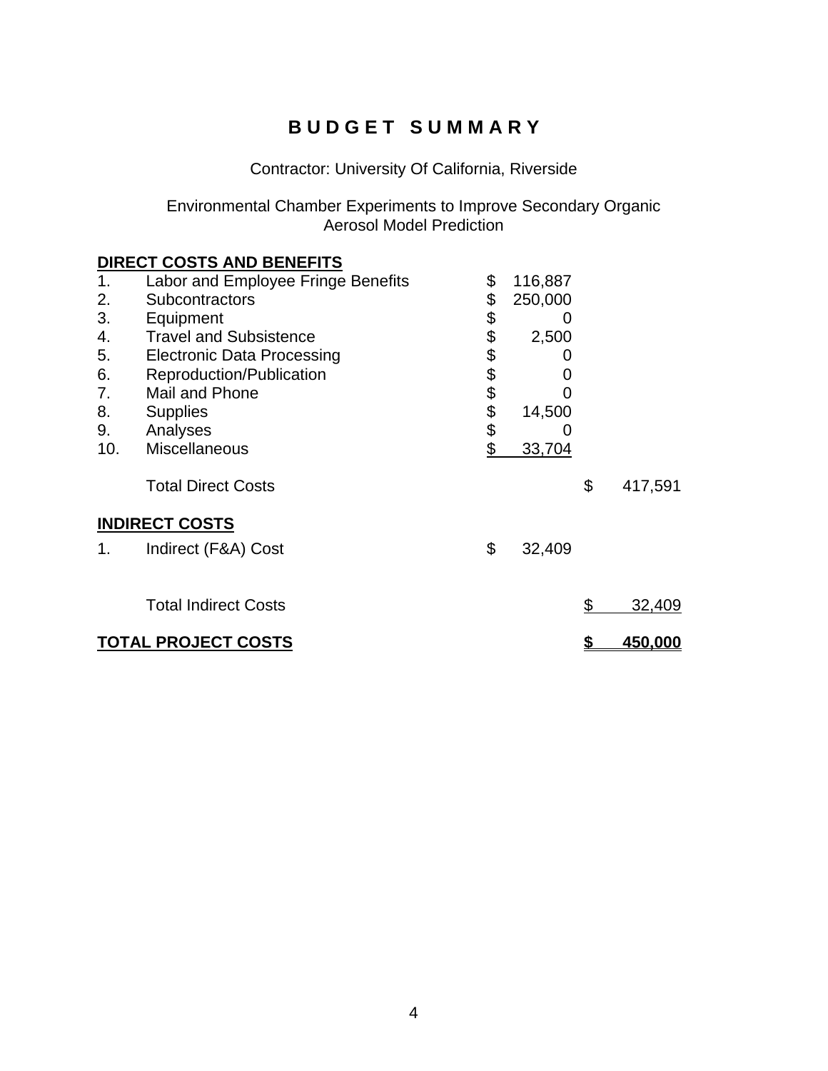# BUDGET SUMMARY

Contractor: University Of California, Riverside

Environmental Chamber Experiments to Improve Secondary Organic Aerosol Model Prediction

| | | | |
|---|---|---|---|
| **DIRECT COSTS AND BENEFITS** | | | |
| 1. | Labor and Employee Fringe Benefits | $ 116,887 | |
| 2. | Subcontractors | $ 250,000 | |
| 3. | Equipment | $ 0 | |
| 4. | Travel and Subsistence | $ 2,500 | |
| 5. | Electronic Data Processing | $ 0 | |
| 6. | Reproduction/Publication | $ 0 | |
| 7. | Mail and Phone | $ 0 | |
| 8. | Supplies | $ 14,500 | |
| 9. | Analyses | $ 0 | |
| 10. | Miscellaneous | $ 33,704 | |
| | Total Direct Costs | | $ 417,591 |
| **INDIRECT COSTS** | | | |
| 1. | Indirect (F&A) Cost | $ 32,409 | |
| | Total Indirect Costs | | $ 32,409 |
| **TOTAL PROJECT COSTS** | | | **$ 450,000** |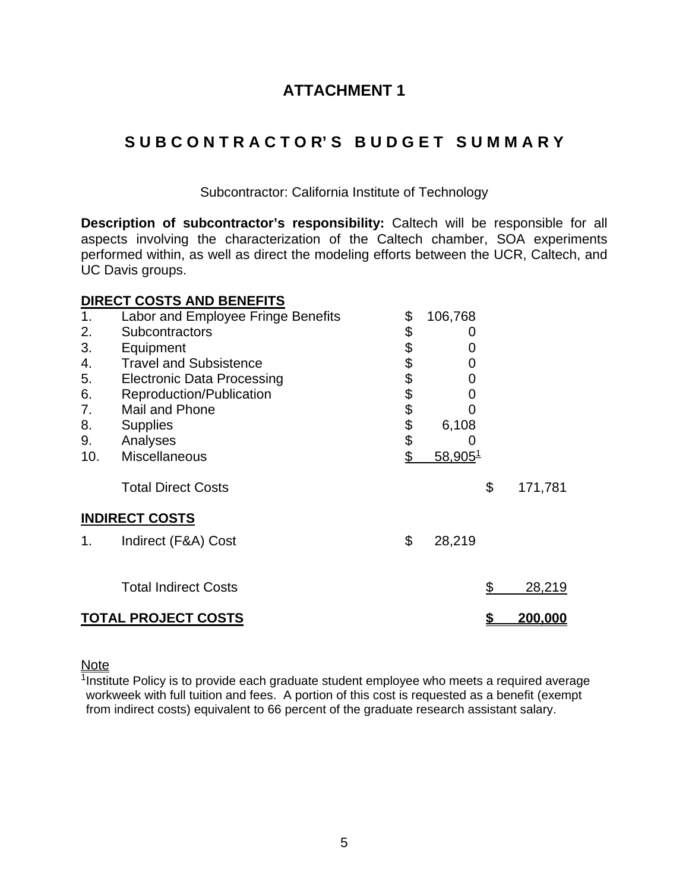# ATTACHMENT 1

## SUBCONTRACTOR'S BUDGET SUMMARY

Subcontractor: California Institute of Technology

**Description of subcontractor's responsibility:** Caltech will be responsible for all aspects involving the characterization of the Caltech chamber, SOA experiments performed within, as well as direct the modeling efforts between the UCR, Caltech, and UC Davis groups.

| | | | |
|---|---|---|---|
| **DIRECT COSTS AND BENEFITS** | | | |
| 1. | Labor and Employee Fringe Benefits | $ 106,768 | |
| 2. | Subcontractors | $ 0 | |
| 3. | Equipment | $ 0 | |
| 4. | Travel and Subsistence | $ 0 | |
| 5. | Electronic Data Processing | $ 0 | |
| 6. | Reproduction/Publication | $ 0 | |
| 7. | Mail and Phone | $ 0 | |
| 8. | Supplies | $ 6,108 | |
| 9. | Analyses | $ 0 | |
| 10. | Miscellaneous | $ 58,905[1] | |
| | Total Direct Costs | | $ 171,781 |
| **INDIRECT COSTS** | | | |
| 1. | Indirect (F&A) Cost | $ 28,219 | |
| | Total Indirect Costs | | $ 28,219 |
| **TOTAL PROJECT COSTS** | | | **$ 200,000** |

Note

[1]Institute Policy is to provide each graduate student employee who meets a required average workweek with full tuition and fees. A portion of this cost is requested as a benefit (exempt from indirect costs) equivalent to 66 percent of the graduate research assistant salary.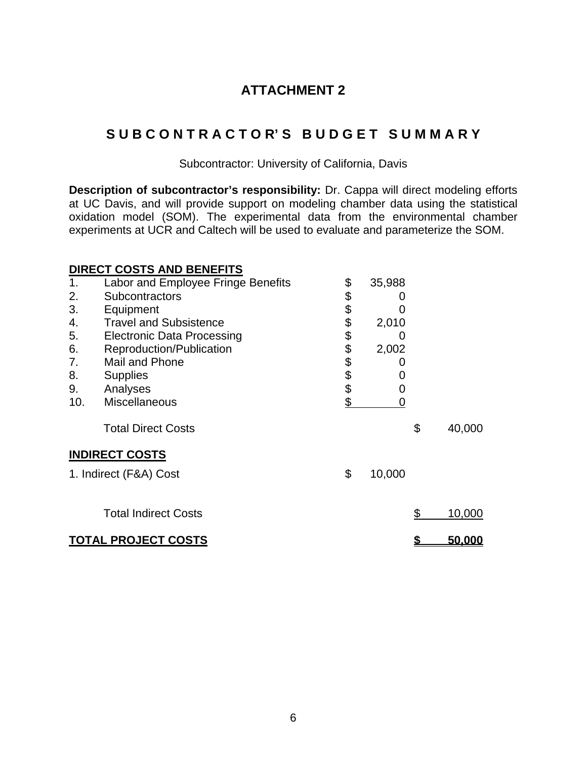# ATTACHMENT 2

## SUBCONTRACTOR'S BUDGET SUMMARY

Subcontractor: University of California, Davis

**Description of subcontractor's responsibility:** Dr. Cappa will direct modeling efforts at UC Davis, and will provide support on modeling chamber data using the statistical oxidation model (SOM). The experimental data from the environmental chamber experiments at UCR and Caltech will be used to evaluate and parameterize the SOM.

| | | | |
|---|---|---|---|
| **DIRECT COSTS AND BENEFITS** | | | |
| 1. | Labor and Employee Fringe Benefits | $ 35,988 | |
| 2. | Subcontractors | $ 0 | |
| 3. | Equipment | $ 0 | |
| 4. | Travel and Subsistence | $ 2,010 | |
| 5. | Electronic Data Processing | $ 0 | |
| 6. | Reproduction/Publication | $ 2,002 | |
| 7. | Mail and Phone | $ 0 | |
| 8. | Supplies | $ 0 | |
| 9. | Analyses | $ 0 | |
| 10. | Miscellaneous | $ 0 | |
| | Total Direct Costs | | $ 40,000 |
| **INDIRECT COSTS** | | | |
| 1. | Indirect (F&A) Cost | $ 10,000 | |
| | Total Indirect Costs | | $ 10,000 |
| **TOTAL PROJECT COSTS** | | | **$ 50,000** |